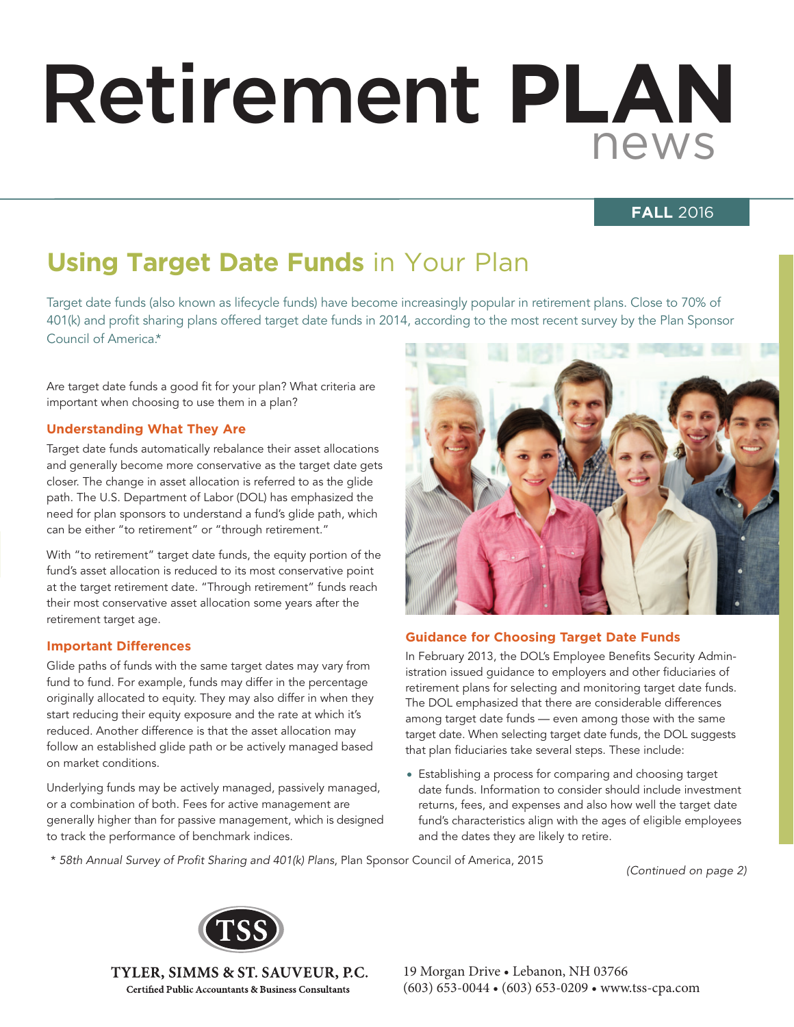# Retirement PLAN news

**FALL** 2016

## Using Target Date Funds in Your Plan

Target date funds (also known as lifecycle funds) have become increasingly popular in retirement plans. Close to 70% of 401(k) and profit sharing plans offered target date funds in 2014, according to the most recent survey by the Plan Sponsor Council of America.*

Are target date funds a good fit for your plan? What criteria are important when choosing to use them in a plan?

### Understanding What They Are

Target date funds automatically rebalance their asset allocations and generally become more conservative as the target date gets closer. The change in asset allocation is referred to as the glide path. The U.S. Department of Labor (DOL) has emphasized the need for plan sponsors to understand a fund's glide path, which can be either "to retirement" or "through retirement."

With "to retirement" target date funds, the equity portion of the fund's asset allocation is reduced to its most conservative point at the target retirement date. "Through retirement" funds reach their most conservative asset allocation some years after the retirement target age.

### Important Differences

Glide paths of funds with the same target dates may vary from fund to fund. For example, funds may differ in the percentage originally allocated to equity. They may also differ in when they start reducing their equity exposure and the rate at which it's reduced. Another difference is that the asset allocation may follow an established glide path or be actively managed based on market conditions.

Underlying funds may be actively managed, passively managed, or a combination of both. Fees for active management are generally higher than for passive management, which is designed to track the performance of benchmark indices.

### Guidance for Choosing Target Date Funds

In February 2013, the DOL's Employee Benefits Security Administration issued guidance to employers and other fiduciaries of retirement plans for selecting and monitoring target date funds. The DOL emphasized that there are considerable differences among target date funds — even among those with the same target date. When selecting target date funds, the DOL suggests that plan fiduciaries take several steps. These include:

- Establishing a process for comparing and choosing target date funds. Information to consider should include investment returns, fees, and expenses and also how well the target date fund's characteristics align with the ages of eligible employees and the dates they are likely to retire.

*(Continued on page 2)*

\* *58th Annual Survey of Profit Sharing and 401(k) Plans*, Plan Sponsor Council of America, 2015

TSS

TYLER, SIMMS & ST. SAUVEUR, P.C.
Certified Public Accountants & Business Consultants

19 Morgan Drive • Lebanon, NH 03766
(603) 653-0044 • (603) 653-0209 • www.tss-cpa.com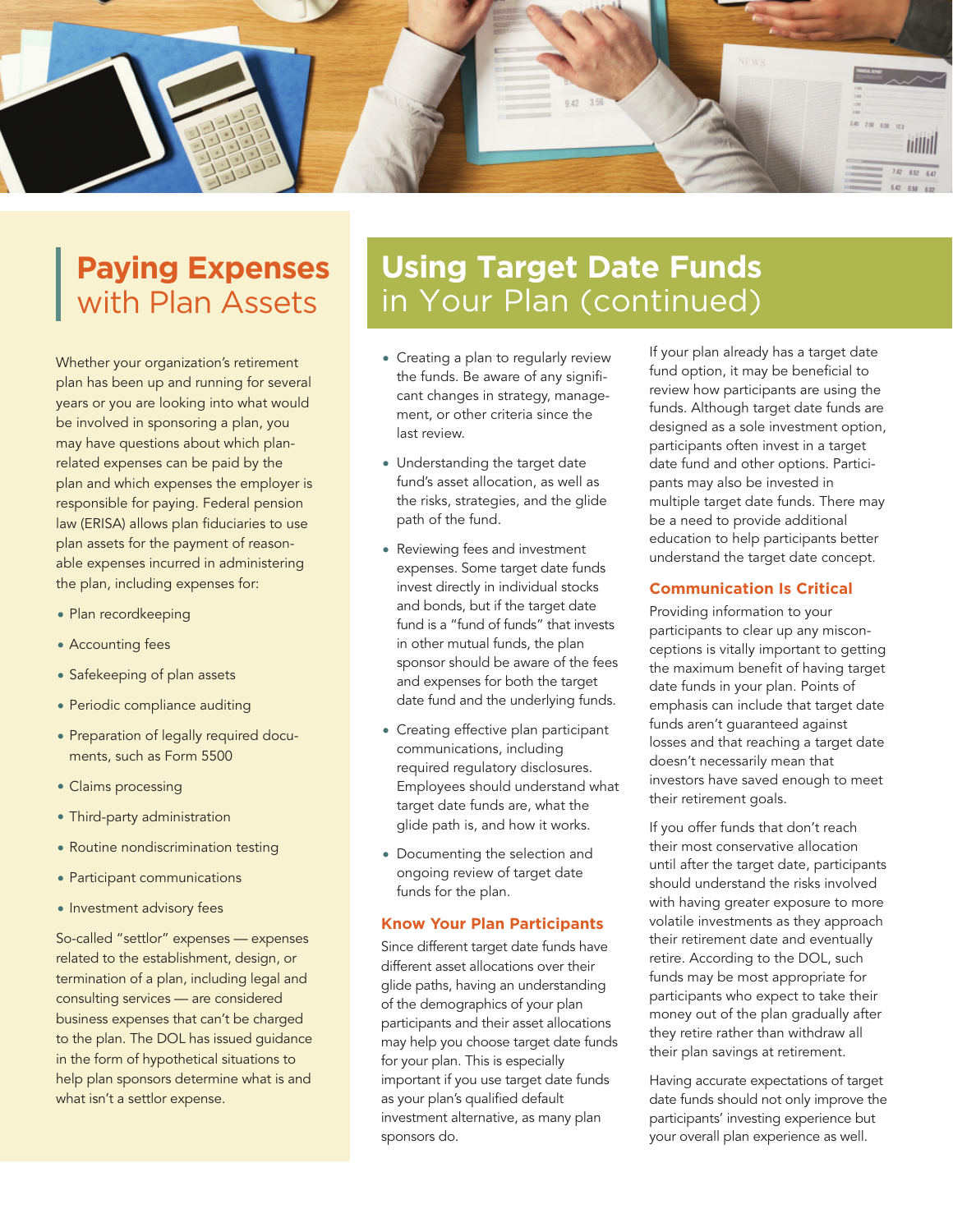## Paying Expenses with Plan Assets

Whether your organization's retirement plan has been up and running for several years or you are looking into what would be involved in sponsoring a plan, you may have questions about which plan-related expenses can be paid by the plan and which expenses the employer is responsible for paying. Federal pension law (ERISA) allows plan fiduciaries to use plan assets for the payment of reasonable expenses incurred in administering the plan, including expenses for:

- Plan recordkeeping
- Accounting fees
- Safekeeping of plan assets
- Periodic compliance auditing
- Preparation of legally required documents, such as Form 5500
- Claims processing
- Third-party administration
- Routine nondiscrimination testing
- Participant communications
- Investment advisory fees

So-called "settlor" expenses — expenses related to the establishment, design, or termination of a plan, including legal and consulting services — are considered business expenses that can't be charged to the plan. The DOL has issued guidance in the form of hypothetical situations to help plan sponsors determine what is and what isn't a settlor expense.

## Using Target Date Funds in Your Plan (continued)

- Creating a plan to regularly review the funds. Be aware of any significant changes in strategy, management, or other criteria since the last review.
- Understanding the target date fund's asset allocation, as well as the risks, strategies, and the glide path of the fund.
- Reviewing fees and investment expenses. Some target date funds invest directly in individual stocks and bonds, but if the target date fund is a "fund of funds" that invests in other mutual funds, the plan sponsor should be aware of the fees and expenses for both the target date fund and the underlying funds.
- Creating effective plan participant communications, including required regulatory disclosures. Employees should understand what target date funds are, what the glide path is, and how it works.
- Documenting the selection and ongoing review of target date funds for the plan.

### Know Your Plan Participants

Since different target date funds have different asset allocations over their glide paths, having an understanding of the demographics of your plan participants and their asset allocations may help you choose target date funds for your plan. This is especially important if you use target date funds as your plan's qualified default investment alternative, as many plan sponsors do.

If your plan already has a target date fund option, it may be beneficial to review how participants are using the funds. Although target date funds are designed as a sole investment option, participants often invest in a target date fund and other options. Participants may also be invested in multiple target date funds. There may be a need to provide additional education to help participants better understand the target date concept.

### Communication Is Critical

Providing information to your participants to clear up any misconceptions is vitally important to getting the maximum benefit of having target date funds in your plan. Points of emphasis can include that target date funds aren't guaranteed against losses and that reaching a target date doesn't necessarily mean that investors have saved enough to meet their retirement goals.

If you offer funds that don't reach their most conservative allocation until after the target date, participants should understand the risks involved with having greater exposure to more volatile investments as they approach their retirement date and eventually retire. According to the DOL, such funds may be most appropriate for participants who expect to take their money out of the plan gradually after they retire rather than withdraw all their plan savings at retirement.

Having accurate expectations of target date funds should not only improve the participants' investing experience but your overall plan experience as well.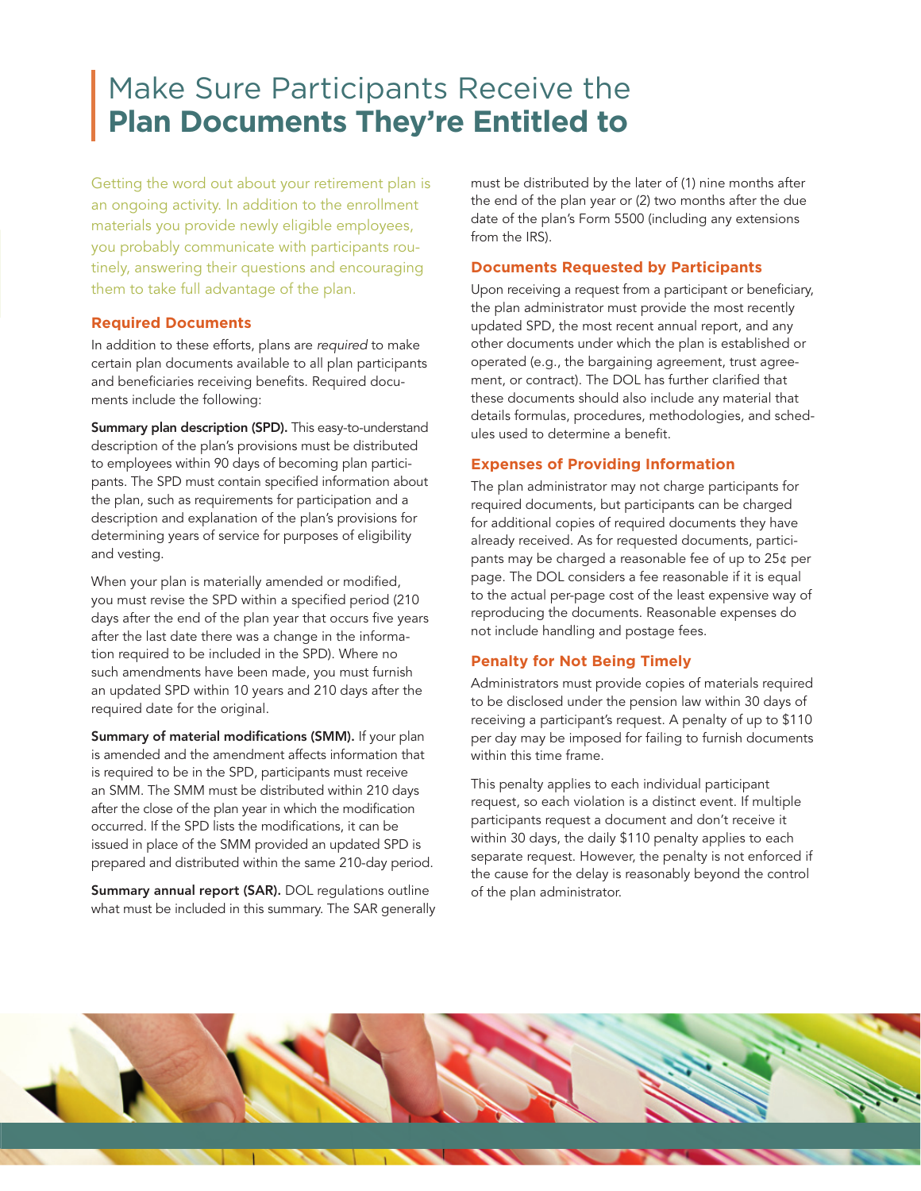# Make Sure Participants Receive the **Plan Documents They're Entitled to**

Getting the word out about your retirement plan is an ongoing activity. In addition to the enrollment materials you provide newly eligible employees, you probably communicate with participants routinely, answering their questions and encouraging them to take full advantage of the plan.

## Required Documents

In addition to these efforts, plans are *required* to make certain plan documents available to all plan participants and beneficiaries receiving benefits. Required documents include the following:

**Summary plan description (SPD).** This easy-to-understand description of the plan's provisions must be distributed to employees within 90 days of becoming plan participants. The SPD must contain specified information about the plan, such as requirements for participation and a description and explanation of the plan's provisions for determining years of service for purposes of eligibility and vesting.

When your plan is materially amended or modified, you must revise the SPD within a specified period (210 days after the end of the plan year that occurs five years after the last date there was a change in the information required to be included in the SPD). Where no such amendments have been made, you must furnish an updated SPD within 10 years and 210 days after the required date for the original.

**Summary of material modifications (SMM).** If your plan is amended and the amendment affects information that is required to be in the SPD, participants must receive an SMM. The SMM must be distributed within 210 days after the close of the plan year in which the modification occurred. If the SPD lists the modifications, it can be issued in place of the SMM provided an updated SPD is prepared and distributed within the same 210-day period.

**Summary annual report (SAR).** DOL regulations outline what must be included in this summary. The SAR generally must be distributed by the later of (1) nine months after the end of the plan year or (2) two months after the due date of the plan's Form 5500 (including any extensions from the IRS).

## Documents Requested by Participants

Upon receiving a request from a participant or beneficiary, the plan administrator must provide the most recently updated SPD, the most recent annual report, and any other documents under which the plan is established or operated (e.g., the bargaining agreement, trust agreement, or contract). The DOL has further clarified that these documents should also include any material that details formulas, procedures, methodologies, and schedules used to determine a benefit.

## Expenses of Providing Information

The plan administrator may not charge participants for required documents, but participants can be charged for additional copies of required documents they have already received. As for requested documents, participants may be charged a reasonable fee of up to 25¢ per page. The DOL considers a fee reasonable if it is equal to the actual per-page cost of the least expensive way of reproducing the documents. Reasonable expenses do not include handling and postage fees.

## Penalty for Not Being Timely

Administrators must provide copies of materials required to be disclosed under the pension law within 30 days of receiving a participant's request. A penalty of up to $110 per day may be imposed for failing to furnish documents within this time frame.

This penalty applies to each individual participant request, so each violation is a distinct event. If multiple participants request a document and don't receive it within 30 days, the daily $110 penalty applies to each separate request. However, the penalty is not enforced if the cause for the delay is reasonably beyond the control of the plan administrator.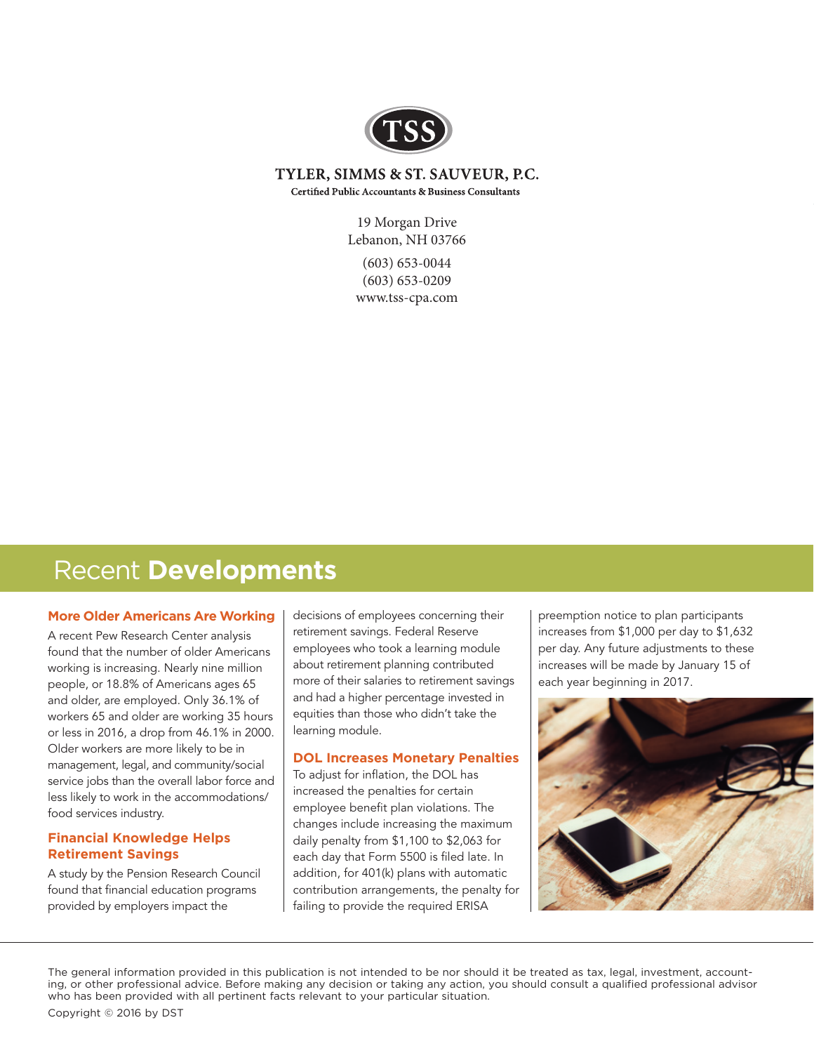TSS

**TYLER, SIMMS & ST. SAUVEUR, P.C.**

**Certified Public Accountants & Business Consultants**

19 Morgan Drive
Lebanon, NH 03766

(603) 653-0044
(603) 653-0209
www.tss-cpa.com

# Recent **Developments**

### More Older Americans Are Working

A recent Pew Research Center analysis found that the number of older Americans working is increasing. Nearly nine million people, or 18.8% of Americans ages 65 and older, are employed. Only 36.1% of workers 65 and older are working 35 hours or less in 2016, a drop from 46.1% in 2000. Older workers are more likely to be in management, legal, and community/social service jobs than the overall labor force and less likely to work in the accommodations/food services industry.

### Financial Knowledge Helps Retirement Savings

A study by the Pension Research Council found that financial education programs provided by employers impact the decisions of employees concerning their retirement savings. Federal Reserve employees who took a learning module about retirement planning contributed more of their salaries to retirement savings and had a higher percentage invested in equities than those who didn't take the learning module.

### DOL Increases Monetary Penalties

To adjust for inflation, the DOL has increased the penalties for certain employee benefit plan violations. The changes include increasing the maximum daily penalty from $1,100 to $2,063 for each day that Form 5500 is filed late. In addition, for 401(k) plans with automatic contribution arrangements, the penalty for failing to provide the required ERISA preemption notice to plan participants increases from $1,000 per day to $1,632 per day. Any future adjustments to these increases will be made by January 15 of each year beginning in 2017.

The general information provided in this publication is not intended to be nor should it be treated as tax, legal, investment, accounting, or other professional advice. Before making any decision or taking any action, you should consult a qualified professional advisor who has been provided with all pertinent facts relevant to your particular situation.

Copyright © 2016 by DST